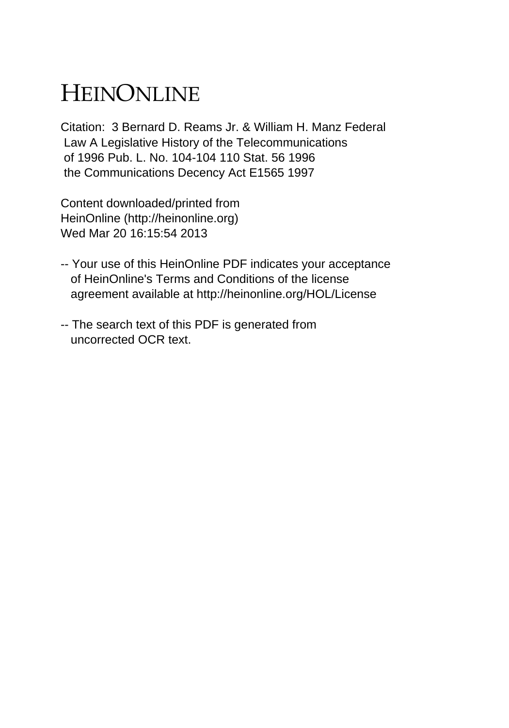# HEINONLINE

Citation: 3 Bernard D. Reams Jr. & William H. Manz Federal Law A Legislative History of the Telecommunications of 1996 Pub. L. No. 104-104 110 Stat. 56 1996 the Communications Decency Act E1565 1997

Content downloaded/printed from HeinOnline (http://heinonline.org) Wed Mar 20 16:15:54 2013

-- Your use of this HeinOnline PDF indicates your acceptance of HeinOnline's Terms and Conditions of the license agreement available at http://heinonline.org/HOL/License

-- The search text of this PDF is generated from uncorrected OCR text.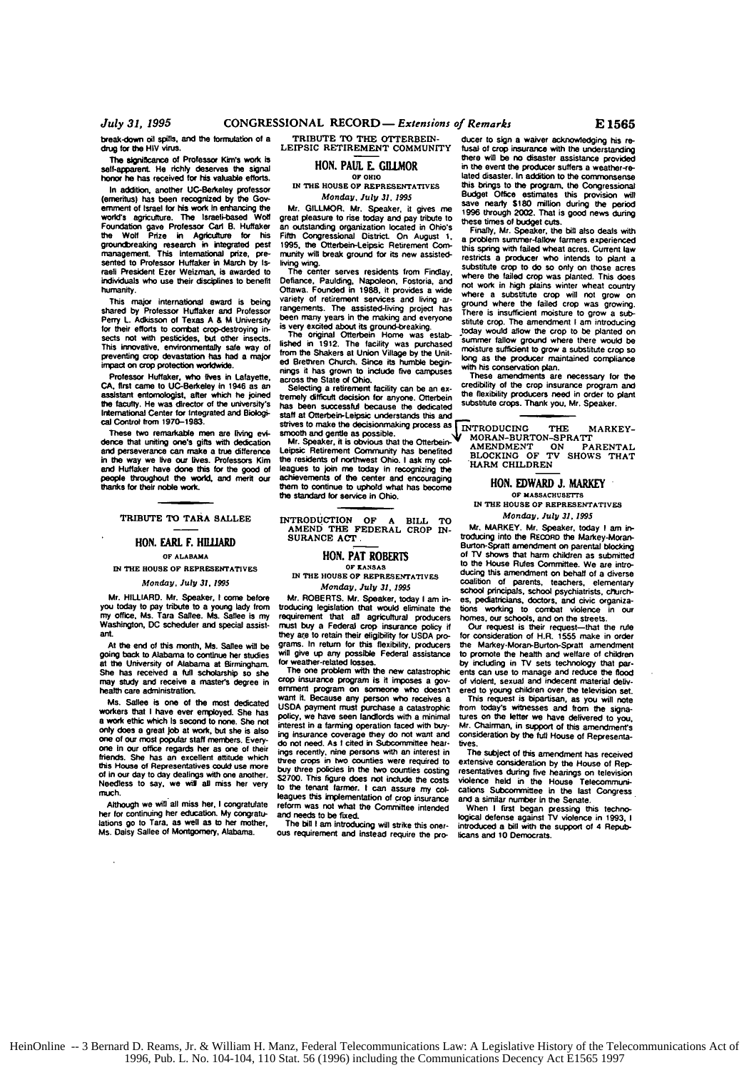break-down oil spills, and the formulation of a drug for the HIV virus.

The significance of Professor Kim's work is self-apparent. He richly deserves the signal honor he has received for his valuable efforts.

In addition, another UC-Berkeley professor (emeritus) has been recognized by the Government of Israel for his work in enhancing the world's agriculture. The Israeli-based Wolf Foundation gave Professor Carl B. Huffaker the Wolf Prize in Agriculture for his groundbreaking research in integrated pest management. This international prize, presented to Professor Huffaker in March by Israeli President Ezer Weizman, is awarded to individuals who use their disciplines to benefit humanity.

This major international award is being shared by Professor Huffaker and Professor Perry L. Adkisson of Texas A & M University for their efforts to combat crop-destroying insects not with pesticides, but other insects. This innovative, environmentally safe way of preventing crop devastation has had a major impact on crop protection worldwide.

Professor Huffaker, who lives in Lafayette, CA, first came to UC-Berkeley in 1946 as an assistant entomologist, after which he joined the faculty. He was director of the university's International Center for Integrated and Biological Control from 1970–1983.

These two remarkable men are living evidence that uniting one's gifts with dedication and perseverance can make a true difference in the way we live our lives. Professors Kim and Huffaker have done this for the good of people throughout the world, and merit our thanks for their noble work.

## TRIBUTE TO TARA SALLEE

### HON. EARL F. HILLIARD

OF ALABAMA

IN THE HOUSE OF REPRESENTATIVES

*Monday, July 31, 1995*

Mr. HILLIARD. Mr. Speaker, I come before you today to pay tribute to a young lady from my office, Ms. Tara Sallee. Ms. Sallee is my Washington, DC scheduler and special assistant.

At the end of this month, Ms. Sallee will be going back to Alabama to continue her studies at the University of Alabama at Birmingham. She has received a full scholarship so she may study and receive a master's degree in health care administration.

Ms. Sallee is one of the most dedicated workers that I have ever employed. She has a work ethic which is second to none. She not only does a great job at work, but she is also one of our most popular staff members. Everyone in our office regards her as one of their friends. She has an excellent attitude which this House of Representatives could use more of in our day to day dealings with one another. Needless to say, we will all miss her very much.

Although we will all miss her, I congratulate her for continuing her education. My congratulations go to Tara, as well as to her mother, Ms. Daisy Sallee of Montgomery, Alabama.

## TRIBUTE TO THE OTTERBEIN-LEIPSIC RETIREMENT COMMUNITY

### HON. PAUL E. GILLMOR

OF OHIO

IN THE HOUSE OF REPRESENTATIVES

*Monday, July 31, 1995*

Mr. GILLMOR. Mr. Speaker, it gives me great pleasure to rise today and pay tribute to an outstanding organization located in Ohio's Fifth Congressional District. On August 1, 1995, the Otterbein-Leipsic Retirement Community will break ground for its new assisted-living wing.

The center serves residents from Findlay, Defiance, Paulding, Napoleon, Fostoria, and Ottawa. Founded in 1988, it provides a wide variety of retirement services and living arrangements. The assisted-living project has been many years in the making and everyone is very excited about its ground-breaking.

The original Otterbein Home was established in 1912. The facility was purchased from the Shakers at Union Village by the United Brethren Church. Since its humble beginnings it has grown to include five campuses across the State of Ohio.

Selecting a retirement facility can be an extremely difficult decision for anyone. Otterbein has been successful because the dedicated staff at Otterbein-Leipsic understands this and strives to make the decisionmaking process as smooth and gentle as possible.

Mr. Speaker, it is obvious that the Otterbein-Leipsic Retirement Community has benefited the residents of northwest Ohio. I ask my colleagues to join me today in recognizing the achievements of the center and encouraging them to continue to uphold what has become the standard for service in Ohio.

## INTRODUCTION OF A BILL TO AMEND THE FEDERAL CROP INSURANCE ACT

### HON. PAT ROBERTS

OF KANSAS

IN THE HOUSE OF REPRESENTATIVES

*Monday, July 31, 1995*

Mr. ROBERTS. Mr. Speaker, today I am introducing legislation that would eliminate the requirement that all agricultural producers must buy a Federal crop insurance policy if they are to retain their eligibility for USDA programs. In return for this flexibility, producers will give up any possible Federal assistance for weather-related losses.

The one problem with the new catastrophic crop insurance program is it imposes a government program on someone who doesn't want it. Because any person who receives a USDA payment must purchase a catastrophic policy, we have seen landlords with a minimal interest in a farming operation faced with buying insurance coverage they do not want and do not need. As I cited in Subcommittee hearings recently, nine persons with an interest in three crops in two counties were required to buy three policies in the two counties costing $2700. This figure does not include the costs to the tenant farmer. I can assure my colleagues this implementation of crop insurance reform was not what the Committee intended and needs to be fixed.

The bill I am introducing will strike this onerous requirement and instead require the producer to sign a waiver acknowledging his refusal of crop insurance with the understanding there will be no disaster assistance provided in the event the producer suffers a weather-related disaster. In addition to the commonsense this brings to the program, the Congressional Budget Office estimates this provision will save nearly $180 million during the period 1996 through 2002. That is good news during these times of budget cuts.

Finally, Mr. Speaker, the bill also deals with a problem summer-fallow farmers experienced this spring with failed wheat acres. Current law restricts a producer who intends to plant a substitute crop to do so only on those acres where the failed crop was planted. This does not work in high plains winter wheat country where a substitute crop will not grow on ground where the failed crop was growing. There is insufficient moisture to grow a substitute crop. The amendment I am introducing today would allow the crop to be planted on summer fallow ground where there would be moisture sufficient to grow a substitute crop so long as the producer maintained compliance with his conservation plan.

These amendments are necessary for the credibility of the crop insurance program and the flexibility producers need in order to plant substitute crops. Thank you, Mr. Speaker.

## INTRODUCING THE MARKEY-MORAN-BURTON-SPRATT AMENDMENT ON PARENTAL BLOCKING OF TV SHOWS THAT HARM CHILDREN

### HON. EDWARD J. MARKEY

OF MASSACHUSETTS

IN THE HOUSE OF REPRESENTATIVES

*Monday, July 31, 1995*

Mr. MARKEY. Mr. Speaker, today I am introducing into the RECORD the Markey-Moran-Burton-Spratt amendment on parental blocking of TV shows that harm children as submitted to the House Rules Committee. We are introducing this amendment on behalf of a diverse coalition of parents, teachers, elementary school principals, school psychiatrists, churches, pediatricians, doctors, and civic organizations working to combat violence in our homes, our schools, and on the streets.

Our request is their request—that the rule for consideration of H.R. 1555 make in order the Markey-Moran-Burton-Spratt amendment to promote the health and welfare of children by including in TV sets technology that parents can use to manage and reduce the flood of violent, sexual and indecent material delivered to young children over the television set.

This request is bipartisan, as you will note from today's witnesses and from the signatures on the letter we have delivered to you, Mr. Chairman, in support of this amendment's consideration by the full House of Representatives.

The subject of this amendment has received extensive consideration by the House of Representatives during five hearings on television violence held in the House Telecommunications Subcommittee in the last Congress and a similar number in the Senate.

When I first began pressing this technological defense against TV violence in 1993, I introduced a bill with the support of 4 Republicans and 10 Democrats.

HeinOnline -- 3 Bernard D. Reams, Jr. & William H. Manz, Federal Telecommunications Law: A Legislative History of the Telecommunications Act of 1996, Pub. L. No. 104-104, 110 Stat. 56 (1996) including the Communications Decency Act E1565 1997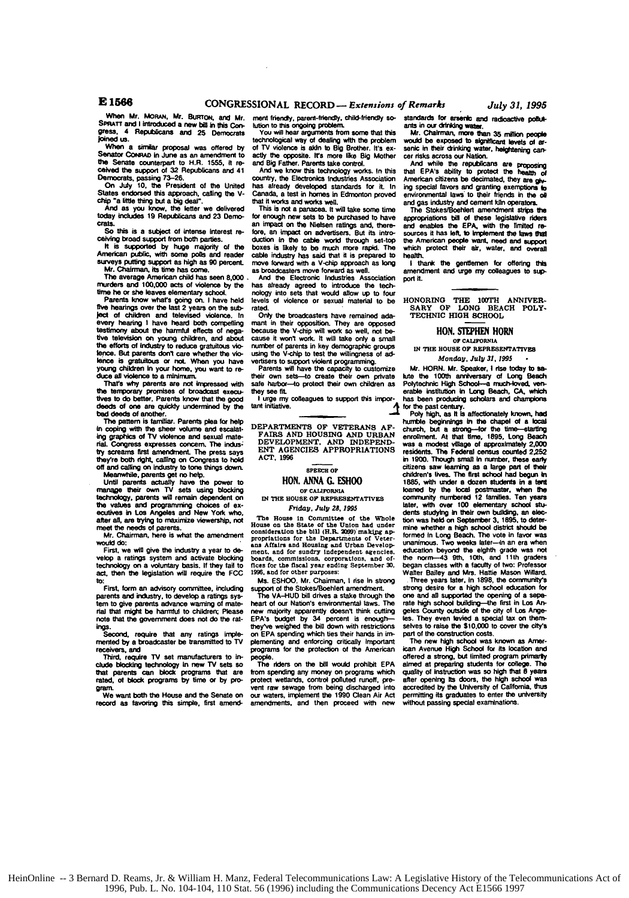When Mr. MORAN, Mr. BURTON, and Mr. SPRATT and I introduced a new bill in this Congress, 4 Republicans and 25 Democrats joined us.

When a similar proposal was offered by Senator CONRAD in June as an amendment to the Senate counterpart to H.R. 1555, it received the support of 32 Republicans and 41 Democrats, passing 73–26.

On July 10, the President of the United States endorsed this approach, calling the V-chip "a little thing but a big deal".

And as you know, the letter we delivered today includes 19 Republicans and 23 Democrats.

So this is a subject of intense interest receiving broad support from both parties.

It is supported by huge majority of the American public, with some polls and reader surveys putting support as high as 90 percent.

Mr. Chairman, its time has come.

The average American child has seen 8,000 murders and 100,000 acts of violence by the time he or she leaves elementary school.

Parents know what's going on. I have held five hearings over the last 2 years on the subject of children and televised violence. In every hearing I have heard both compelling testimony about the harmful effects of negative television on young children, and about the efforts of industry to reduce gratuitous violence. But parents don't care whether the violence is gratuitous or not. When you have young children in your home, you want to reduce all violence to a minimum.

That's why parents are not impressed with the temporary promises of broadcast executives to do better. Parents know that the good deeds of one are quickly undermined by the bad deeds of another.

The pattern is familiar. Parents plea for help in coping with the sheer volume and escalating graphics of TV violence and sexual material. Congress expresses concern. The industry screams first amendment. The press says they're both right, calling on Congress to hold off and calling on industry to tone things down.

Meanwhile, parents get no help.

Until parents actually have the power to manage their own TV sets using blocking technology, parents will remain dependent on the values and programming choices of executives in Los Angeles and New York who, after all, are trying to maximize viewership, not meet the needs of parents.

Mr. Chairman, here is what the amendment would do:

First, we will give the industry a year to develop a ratings system and activate blocking technology on a voluntary basis. If they fail to act, then the legislation will require the FCC to:

First, form an advisory committee, including parents and industry, to develop a ratings system to give parents advance warning of material that might be harmful to children; Please note that the government does not do the ratings.

Second, require that any ratings implemented by a broadcaster be transmitted to TV receivers, and

Third, require TV set manufacturers to include blocking technology in new TV sets so that parents can block programs that are rated, of block programs by time or by program.

We want both the House and the Senate on record as favoring this simple, first amendment friendly, parent-friendly, child-friendly solution to this ongoing problem.

You will hear arguments from some that this technological way of dealing with the problem of TV violence is akin to Big Brother. It's exactly the opposite. It's more like Big Mother and Big Father. Parents take control.

And we know this technology works. In this country, the Electronics Industries Association has already developed standards for it. In Canada, a test in homes in Edmonton proved that it works and works well.

This is not a panacea. It will take some time for enough new sets to be purchased to have an impact on the Nielsen ratings and, therefore, an impact on advertisers. But its introduction in the cable world through set-top boxes is likely to be much more rapid. The cable industry has said that it is prepared to move forward with a V-chip approach as long as broadcasters move forward as well.

And the Electronic Industries Association has already agreed to introduce the technology into sets that would allow up to four levels of violence or sexual material to be rated.

Only the broadcasters have remained adamant in their opposition. They are opposed because the V-chip will work so well, not because it won't work. It will take only a small number of parents in key demographic groups using the V-chip to test the willingness of advertisers to support violent programming.

Parents will have the capacity to customize their own sets—to create their own private safe harbor—to protect their own children as they see fit.

I urge my colleagues to support this important initiative.

---

## DEPARTMENTS OF VETERANS AFFAIRS AND HOUSING AND URBAN DEVELOPMENT, AND INDEPENDENT AGENCIES APPROPRIATIONS ACT, 1996

SPEECH OF

### HON. ANNA G. ESHOO

OF CALIFORNIA

IN THE HOUSE OF REPRESENTATIVES

*Friday, July 28, 1995*

The House in Committee of the Whole House on the State of the Union had under consideration the bill (H.R. 2099) making appropriations for the Departments of Veterans Affairs and Housing and Urban Development, and for sundry independent agencies, boards, commissions, corporations, and offices for the fiscal year ending September 30, 1996, and for other purposes:

Ms. ESHOO. Mr. Chairman, I rise in strong support of the Stokes/Boehlert amendment.

The VA–HUD bill drives a stake through the heart of our Nation's environmental laws. The new majority apparently doesn't think cutting EPA's budget by 34 percent is enough—they've weighed the bill down with restrictions on EPA spending which ties their hands in implementing and enforcing critically important programs for the protection of the American people.

The riders on the bill would prohibit EPA from spending any money on programs which protect wetlands, control polluted runoff, prevent raw sewage from being discharged into our waters, implement the 1990 Clean Air Act amendments, and then proceed with new standards for arsenic and radioactive pollutants in our drinking water.

Mr. Chairman, more than 35 million people would be exposed to significant levels of arsenic in their drinking water, heightening cancer risks across our Nation.

And while the republicans are proposing that EPA's ability to protect the health of American citizens be decimated, they are giving special favors and granting exemptions to environmental laws to their friends in the oil and gas industry and cement kiln operators.

The Stokes/Boehlert amendment strips the appropriations bill of these legislative riders and enables the EPA, with the limited resources it has left, to implement the laws that the American people want, need and support which protect their air, water, and overall health.

I thank the gentlemen for offering this amendment and urge my colleagues to support it.

---

## HONORING THE 100TH ANNIVERSARY OF LONG BEACH POLYTECHNIC HIGH SCHOOL

### HON. STEPHEN HORN

OF CALIFORNIA

IN THE HOUSE OF REPRESENTATIVES

*Monday, July 31, 1995*

Mr. HORN. Mr. Speaker, I rise today to salute the 100th anniversary of Long Beach Polytechnic High School—a much-loved, venerable institution in Long Beach, CA, which has been producing scholars and champions for the past century.

Poly high, as it is affectionately known, had humble beginnings in the chapel of a local church, but a strong—for the time—starting enrollment. At that time, 1895, Long Beach was a modest village of approximately 2,000 residents. The Federal census counted 2,252 in 1900. Though small in number, these early citizens saw learning as a large part of their children's lives. The first school had begun in 1885, with under a dozen students in a tent loaned by the local postmaster, when the community numbered 12 families. Ten years later, with over 100 elementary school students studying in their own building, an election was held on September 3, 1895, to determine whether a high school district should be formed in Long Beach. The vote in favor was unanimous. Two weeks later—in an era when education beyond the eighth grade was not the norm—43 9th, 10th, and 11th graders began classes with a faculty of two: Professor Walter Bailey and Mrs. Hattie Mason Willard.

Three years later, in 1898, the community's strong desire for a high school education for one and all supported the opening of a separate high school building—the first in Los Angeles County outside of the city of Los Angeles. They even levied a special tax on themselves to raise the $10,000 to cover the city's part of the construction costs.

The new high school was known as American Avenue High School for its location and offered a strong, but limited program primarily aimed at preparing students for college. The quality of instruction was so high that 6 years after opening its doors, the high school was accredited by the University of California, thus permitting its graduates to enter the university without passing special examinations.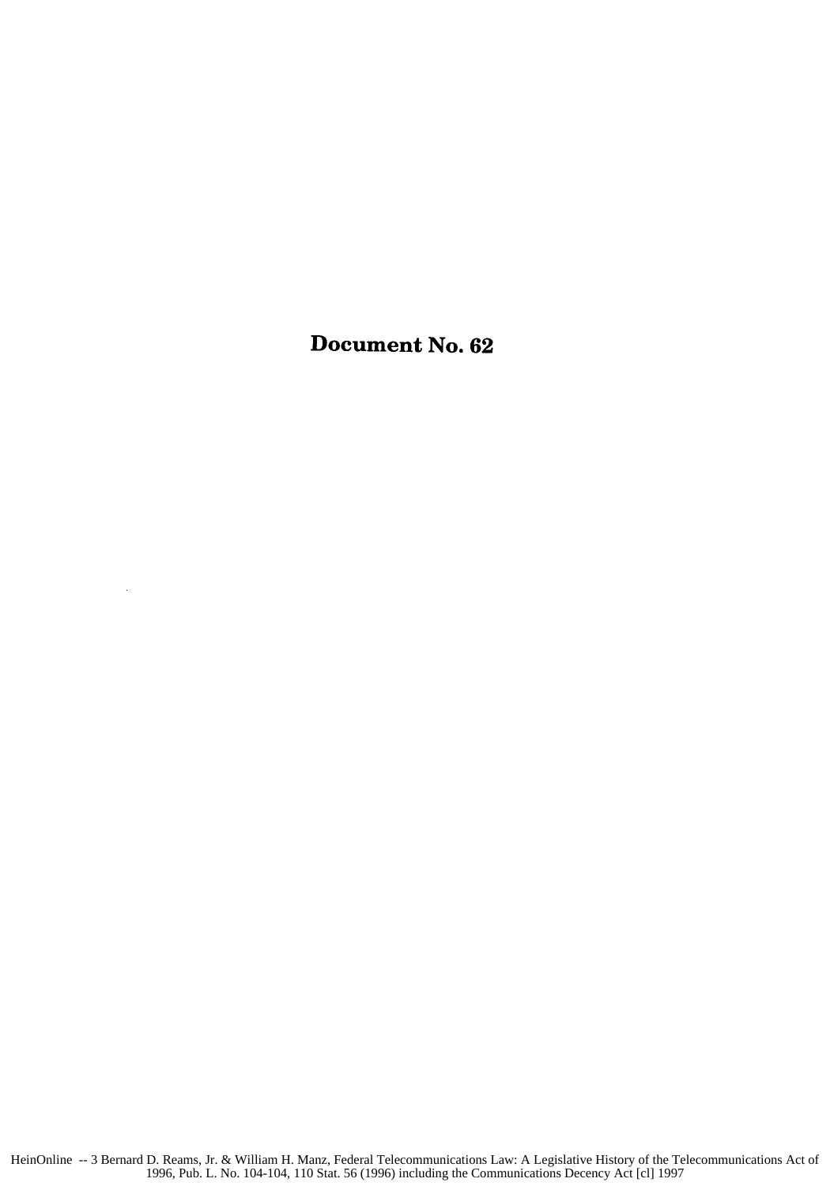# Document No. 62